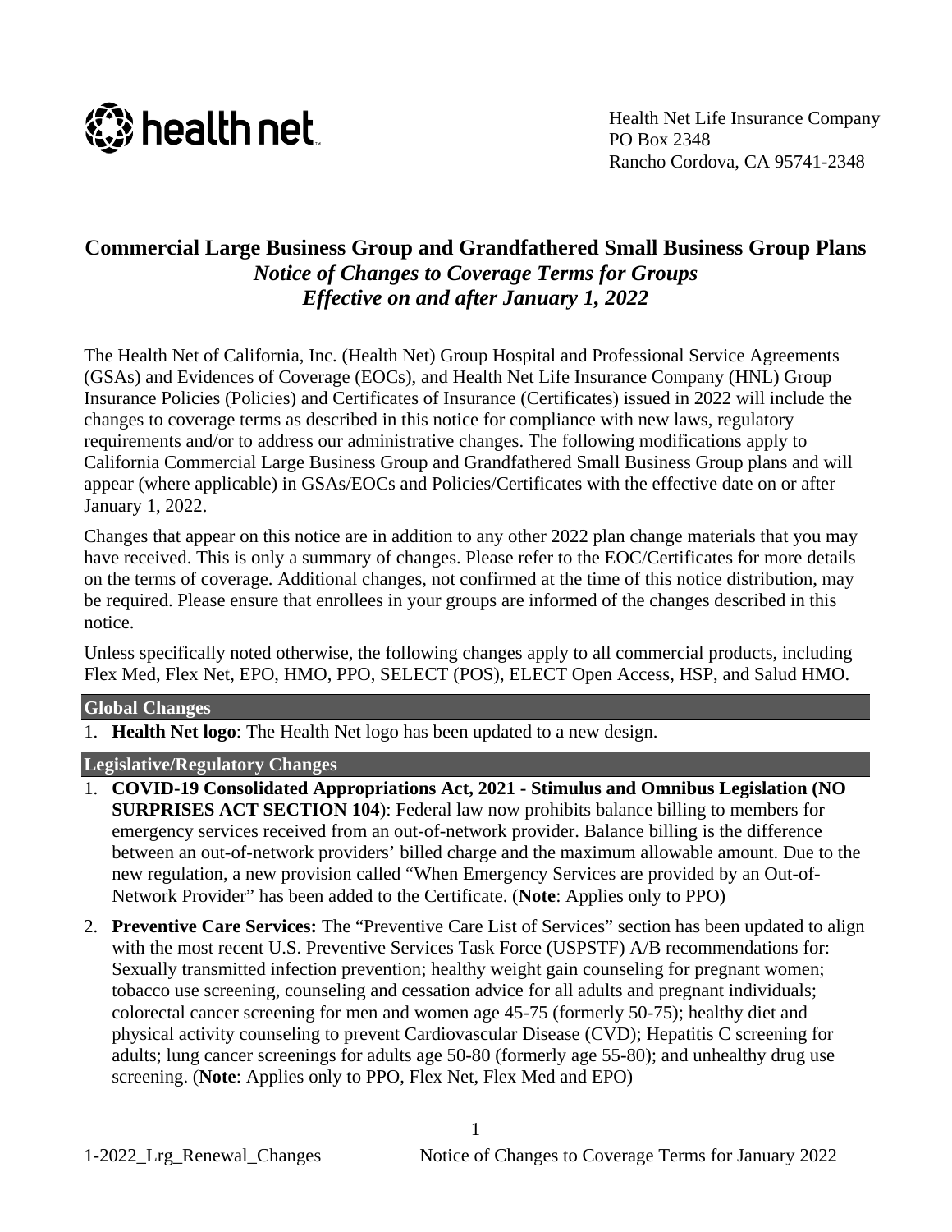Health Net Life Insurance Company
PO Box 2348
Rancho Cordova, CA 95741-2348

# Commercial Large Business Group and Grandfathered Small Business Group Plans

## *Notice of Changes to Coverage Terms for Groups*
## *Effective on and after January 1, 2022*

The Health Net of California, Inc. (Health Net) Group Hospital and Professional Service Agreements (GSAs) and Evidences of Coverage (EOCs), and Health Net Life Insurance Company (HNL) Group Insurance Policies (Policies) and Certificates of Insurance (Certificates) issued in 2022 will include the changes to coverage terms as described in this notice for compliance with new laws, regulatory requirements and/or to address our administrative changes. The following modifications apply to California Commercial Large Business Group and Grandfathered Small Business Group plans and will appear (where applicable) in GSAs/EOCs and Policies/Certificates with the effective date on or after January 1, 2022.

Changes that appear on this notice are in addition to any other 2022 plan change materials that you may have received. This is only a summary of changes. Please refer to the EOC/Certificates for more details on the terms of coverage. Additional changes, not confirmed at the time of this notice distribution, may be required. Please ensure that enrollees in your groups are informed of the changes described in this notice.

Unless specifically noted otherwise, the following changes apply to all commercial products, including Flex Med, Flex Net, EPO, HMO, PPO, SELECT (POS), ELECT Open Access, HSP, and Salud HMO.

### Global Changes

1. **Health Net logo**: The Health Net logo has been updated to a new design.

### Legislative/Regulatory Changes

1. **COVID-19 Consolidated Appropriations Act, 2021 - Stimulus and Omnibus Legislation (NO SURPRISES ACT SECTION 104)**: Federal law now prohibits balance billing to members for emergency services received from an out-of-network provider. Balance billing is the difference between an out-of-network providers' billed charge and the maximum allowable amount. Due to the new regulation, a new provision called "When Emergency Services are provided by an Out-of-Network Provider" has been added to the Certificate. (**Note**: Applies only to PPO)
2. **Preventive Care Services:** The "Preventive Care List of Services" section has been updated to align with the most recent U.S. Preventive Services Task Force (USPSTF) A/B recommendations for: Sexually transmitted infection prevention; healthy weight gain counseling for pregnant women; tobacco use screening, counseling and cessation advice for all adults and pregnant individuals; colorectal cancer screening for men and women age 45-75 (formerly 50-75); healthy diet and physical activity counseling to prevent Cardiovascular Disease (CVD); Hepatitis C screening for adults; lung cancer screenings for adults age 50-80 (formerly age 55-80); and unhealthy drug use screening. (**Note**: Applies only to PPO, Flex Net, Flex Med and EPO)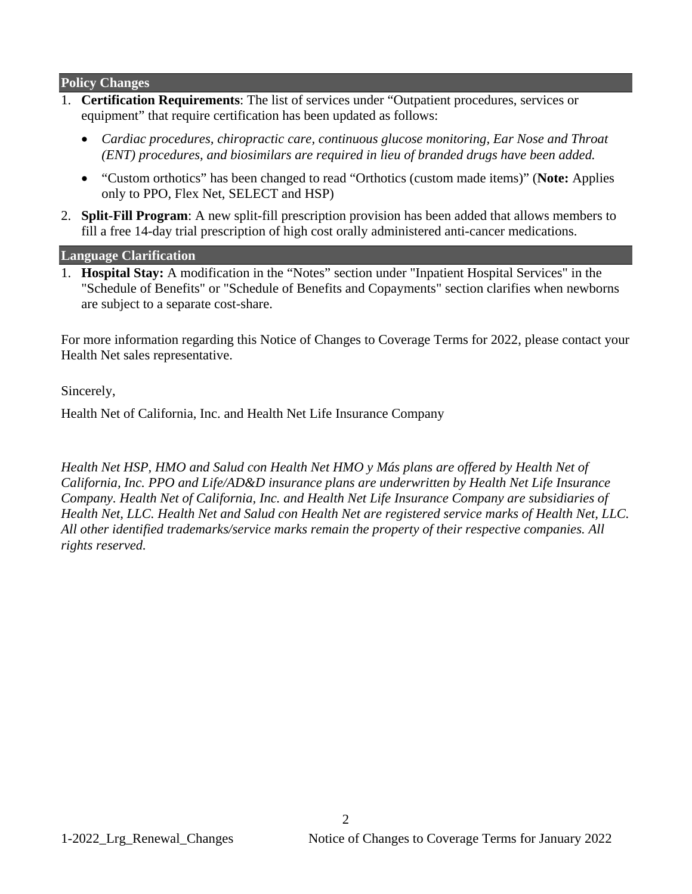## Policy Changes

1. **Certification Requirements**: The list of services under "Outpatient procedures, services or equipment" that require certification has been updated as follows:
   - *Cardiac procedures, chiropractic care, continuous glucose monitoring, Ear Nose and Throat (ENT) procedures, and biosimilars are required in lieu of branded drugs have been added.*
   - "Custom orthotics" has been changed to read "Orthotics (custom made items)" (**Note:** Applies only to PPO, Flex Net, SELECT and HSP)
2. **Split-Fill Program**: A new split-fill prescription provision has been added that allows members to fill a free 14-day trial prescription of high cost orally administered anti-cancer medications.

## Language Clarification

1. **Hospital Stay:** A modification in the "Notes" section under "Inpatient Hospital Services" in the "Schedule of Benefits" or "Schedule of Benefits and Copayments" section clarifies when newborns are subject to a separate cost-share.

For more information regarding this Notice of Changes to Coverage Terms for 2022, please contact your Health Net sales representative.

Sincerely,

Health Net of California, Inc. and Health Net Life Insurance Company

*Health Net HSP, HMO and Salud con Health Net HMO y Más plans are offered by Health Net of California, Inc. PPO and Life/AD&D insurance plans are underwritten by Health Net Life Insurance Company. Health Net of California, Inc. and Health Net Life Insurance Company are subsidiaries of Health Net, LLC. Health Net and Salud con Health Net are registered service marks of Health Net, LLC. All other identified trademarks/service marks remain the property of their respective companies. All rights reserved.*